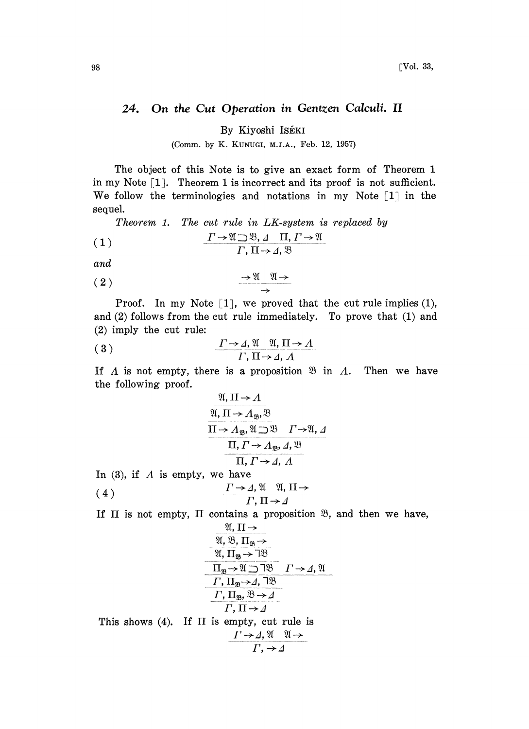# 24. On the Cut Operation in Gentzen Calculi. II

By Kiyoshi ISÉKI

(Comm. by K. KUNUGI, M.J.A., Feb. 12, 1957)

The object of this Note is to give an exact form of Theorem 1 in my Note [1]. Theorem 1 is incorrect and its proof is not sufficient. We follow the terminologies and notations in my Note [1] in the sequel.

*Theorem 1. The cut rule in LK-system is replaced by*

$$(1) \qquad \frac{\Gamma \rightarrow \mathfrak{A} \supset \mathfrak{B}, \Delta \quad \Pi, \Gamma \rightarrow \mathfrak{A}}{\Gamma, \Pi \rightarrow \Delta, \mathfrak{B}}$$

*and*

$$(2) \qquad \frac{\rightarrow \mathfrak{A} \quad \mathfrak{A} \rightarrow}{\rightarrow}$$

Proof. In my Note [1], we proved that the cut rule implies (1), and (2) follows from the cut rule immediately. To prove that (1) and (2) imply the cut rule:

$$(3) \qquad \frac{\Gamma \rightarrow \Delta, \mathfrak{A} \quad \mathfrak{A}, \Pi \rightarrow \Lambda}{\Gamma, \Pi \rightarrow \Delta, \Lambda}$$

If $\Lambda$ is not empty, there is a proposition $\mathfrak{B}$ in $\Lambda$. Then we have the following proof.

$$\cfrac{\cfrac{\cfrac{\cfrac{\mathfrak{A}, \Pi \rightarrow \Lambda}{\mathfrak{A}, \Pi \rightarrow \Lambda_{\mathfrak{B}}, \mathfrak{B}}}{\Pi \rightarrow \Lambda_{\mathfrak{B}}, \mathfrak{A} \supset \mathfrak{B} \quad \Gamma \rightarrow \mathfrak{A}, \Delta}}{\Pi, \Gamma \rightarrow \Lambda_{\mathfrak{B}}, \Delta, \mathfrak{B}}}{\Pi, \Gamma \rightarrow \Delta, \Lambda}$$

In (3), if $\Lambda$ is empty, we have

$$(4) \qquad \frac{\Gamma \rightarrow \Delta, \mathfrak{A} \quad \mathfrak{A}, \Pi \rightarrow}{\Gamma, \Pi \rightarrow \Delta}$$

If $\Pi$ is not empty, $\Pi$ contains a proposition $\mathfrak{B}$, and then we have,

$$\cfrac{\cfrac{\cfrac{\cfrac{\cfrac{\cfrac{\mathfrak{A}, \Pi \rightarrow}{\mathfrak{A}, \mathfrak{B}, \Pi_{\mathfrak{B}} \rightarrow}}{\mathfrak{A}, \Pi_{\mathfrak{B}} \rightarrow \neg \mathfrak{B}}}{\Pi_{\mathfrak{B}} \rightarrow \mathfrak{A} \supset \neg \mathfrak{B} \quad \Gamma \rightarrow \Delta, \mathfrak{A}}}{\Gamma, \Pi_{\mathfrak{B}} \rightarrow \Delta, \neg \mathfrak{B}}}{\Gamma, \Pi_{\mathfrak{B}}, \mathfrak{B} \rightarrow \Delta}}{\Gamma, \Pi \rightarrow \Delta}$$

This shows (4). If $\Pi$ is empty, cut rule is

$$\frac{\Gamma \rightarrow \Delta, \mathfrak{A} \quad \mathfrak{A} \rightarrow}{\Gamma, \rightarrow \Delta}$$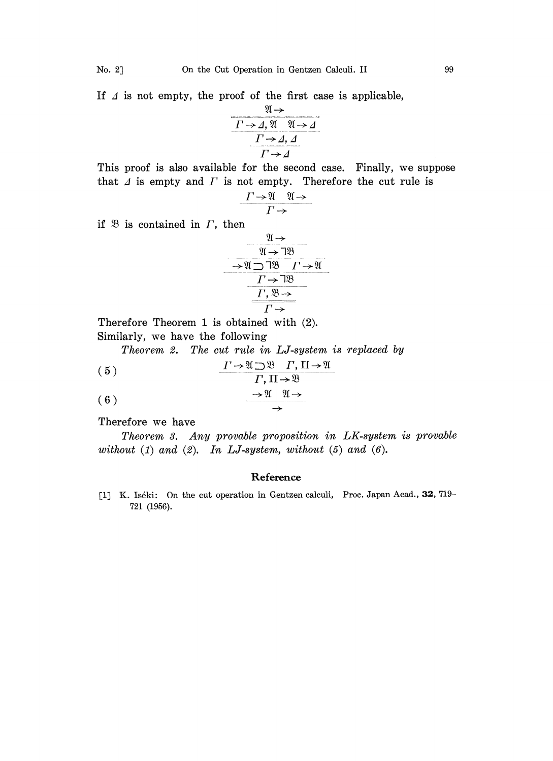If $\Delta$ is not empty, the proof of the first case is applicable,

$$\cfrac{\cfrac{\mathfrak{A} \rightarrow}{\Gamma \rightarrow \Delta, \mathfrak{A} \quad \mathfrak{A} \rightarrow \Delta}}{\cfrac{\Gamma \rightarrow \Delta, \Delta}{\Gamma \rightarrow \Delta}}$$

This proof is also available for the second case. Finally, we suppose that $\Delta$ is empty and $\Gamma$ is not empty. Therefore the cut rule is

$$\frac{\Gamma \rightarrow \mathfrak{A} \quad \mathfrak{A} \rightarrow}{\Gamma \rightarrow}$$

if $\mathfrak{B}$ is contained in $\Gamma$, then

$$\cfrac{\cfrac{\cfrac{\cfrac{\mathfrak{A} \rightarrow}{\mathfrak{A} \rightarrow \neg \mathfrak{B}}}{\rightarrow \mathfrak{A} \supset \neg \mathfrak{B} \quad \Gamma \rightarrow \mathfrak{A}}}{\Gamma \rightarrow \neg \mathfrak{B}}}{\cfrac{\Gamma, \mathfrak{B} \rightarrow}{\Gamma \rightarrow}}$$

Therefore Theorem 1 is obtained with (2).

Similarly, we have the following

*Theorem 2. The cut rule in LJ-system is replaced by*

$$\frac{\Gamma \rightarrow \mathfrak{A} \supset \mathfrak{B} \quad \Gamma, \Pi \rightarrow \mathfrak{A}}{\Gamma, \Pi \rightarrow \mathfrak{B}} \tag{5}$$

$$\frac{\rightarrow \mathfrak{A} \quad \mathfrak{A} \rightarrow}{\rightarrow} \tag{6}$$

Therefore we have

*Theorem 3. Any provable proposition in LK-system is provable without (1) and (2). In LJ-system, without (5) and (6).*

## Reference

[1] K. Iséki: On the cut operation in Gentzen calculi, Proc. Japan Acad., **32**, 719–721 (1956).